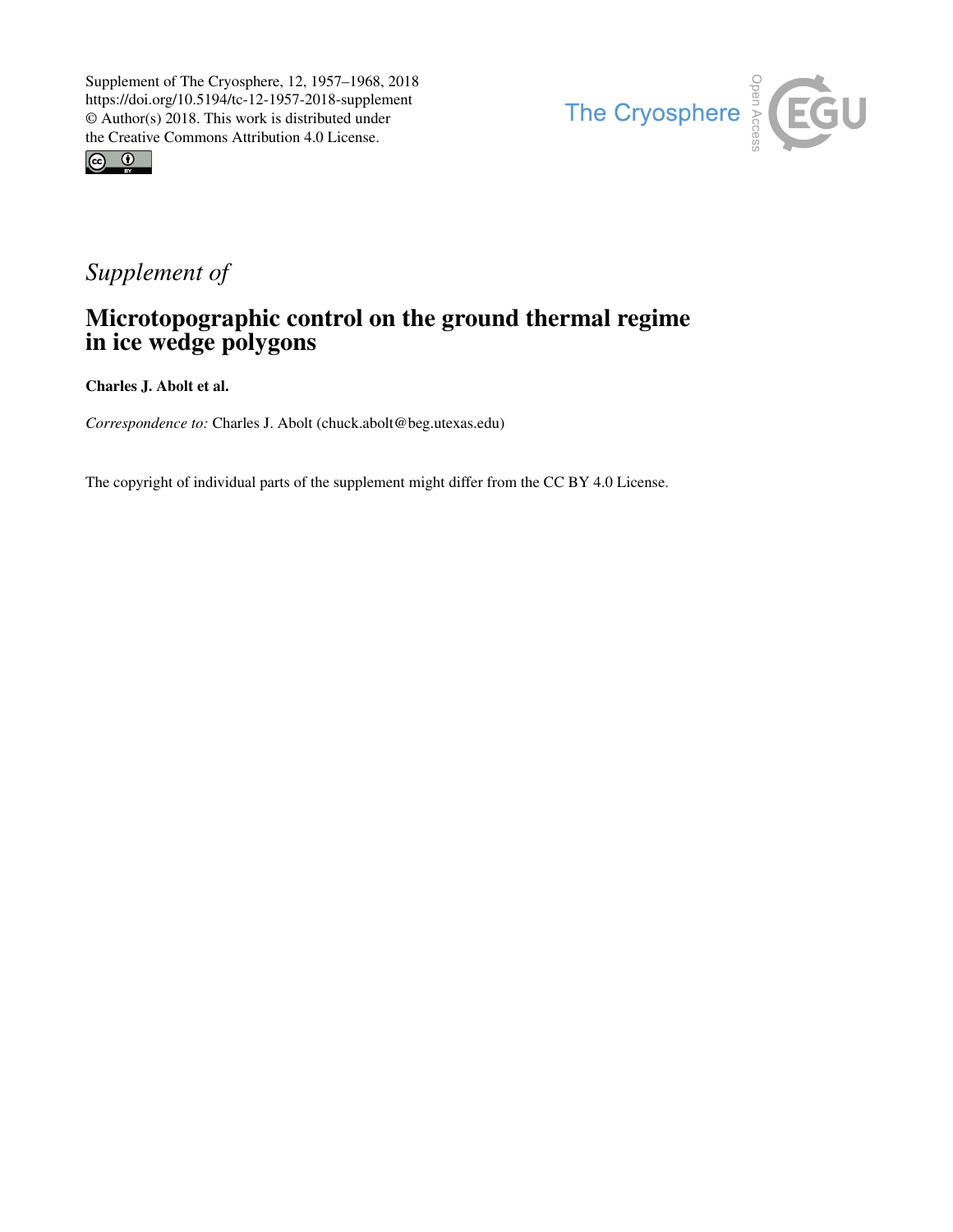Supplement of The Cryosphere, 12, 1957–1968, 2018
https://doi.org/10.5194/tc-12-1957-2018-supplement
© Author(s) 2018. This work is distributed under
the Creative Commons Attribution 4.0 License.

*Supplement of*

# Microtopographic control on the ground thermal regime in ice wedge polygons

**Charles J. Abolt et al.**

*Correspondence to:* Charles J. Abolt (chuck.abolt@beg.utexas.edu)

The copyright of individual parts of the supplement might differ from the CC BY 4.0 License.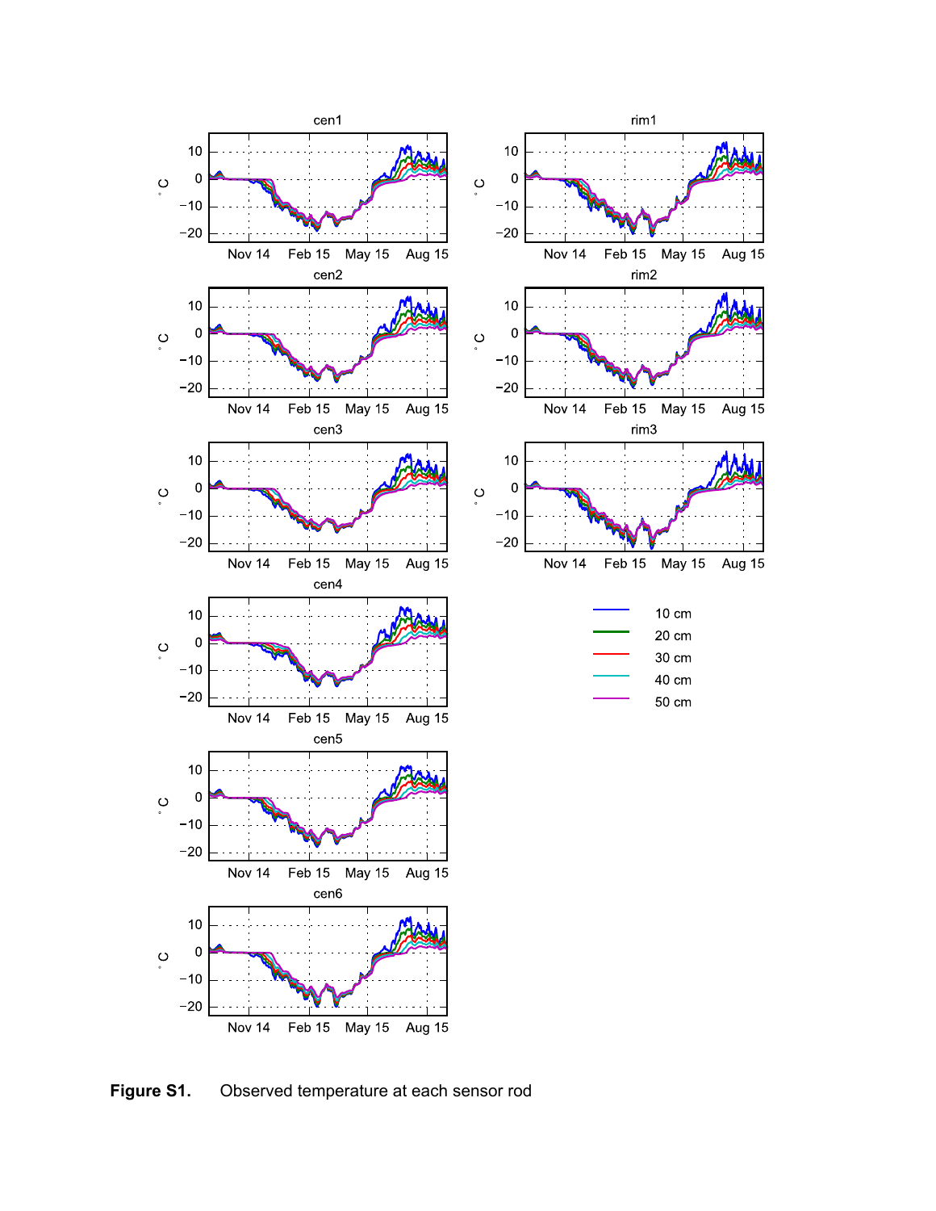**Figure S1.** Observed temperature at each sensor rod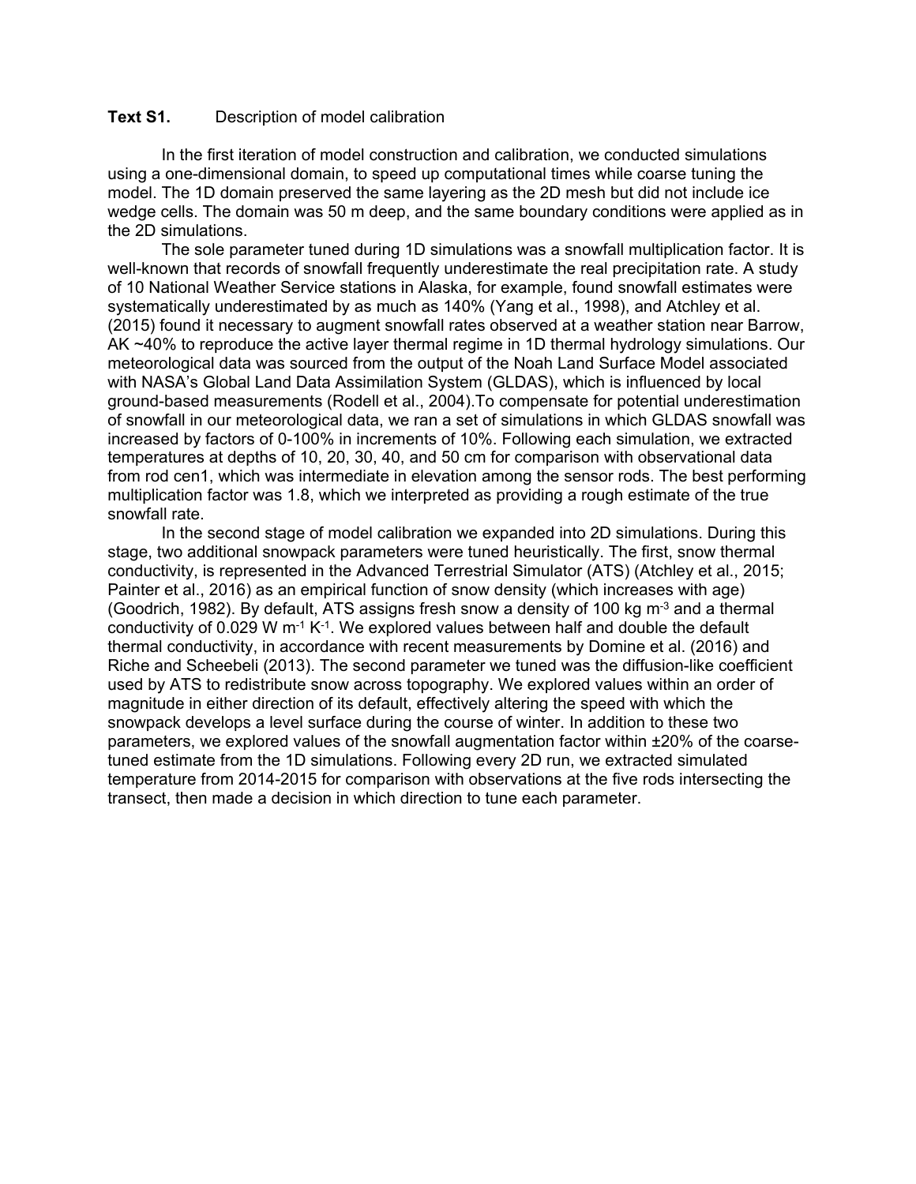**Text S1.** Description of model calibration

In the first iteration of model construction and calibration, we conducted simulations using a one-dimensional domain, to speed up computational times while coarse tuning the model. The 1D domain preserved the same layering as the 2D mesh but did not include ice wedge cells. The domain was 50 m deep, and the same boundary conditions were applied as in the 2D simulations.

The sole parameter tuned during 1D simulations was a snowfall multiplication factor. It is well-known that records of snowfall frequently underestimate the real precipitation rate. A study of 10 National Weather Service stations in Alaska, for example, found snowfall estimates were systematically underestimated by as much as 140% (Yang et al., 1998), and Atchley et al. (2015) found it necessary to augment snowfall rates observed at a weather station near Barrow, AK ~40% to reproduce the active layer thermal regime in 1D thermal hydrology simulations. Our meteorological data was sourced from the output of the Noah Land Surface Model associated with NASA's Global Land Data Assimilation System (GLDAS), which is influenced by local ground-based measurements (Rodell et al., 2004).To compensate for potential underestimation of snowfall in our meteorological data, we ran a set of simulations in which GLDAS snowfall was increased by factors of 0-100% in increments of 10%. Following each simulation, we extracted temperatures at depths of 10, 20, 30, 40, and 50 cm for comparison with observational data from rod cen1, which was intermediate in elevation among the sensor rods. The best performing multiplication factor was 1.8, which we interpreted as providing a rough estimate of the true snowfall rate.

In the second stage of model calibration we expanded into 2D simulations. During this stage, two additional snowpack parameters were tuned heuristically. The first, snow thermal conductivity, is represented in the Advanced Terrestrial Simulator (ATS) (Atchley et al., 2015; Painter et al., 2016) as an empirical function of snow density (which increases with age) (Goodrich, 1982). By default, ATS assigns fresh snow a density of 100 kg $m^{-3}$ and a thermal conductivity of 0.029 W $m^{-1}$ $K^{-1}$. We explored values between half and double the default thermal conductivity, in accordance with recent measurements by Domine et al. (2016) and Riche and Scheebeli (2013). The second parameter we tuned was the diffusion-like coefficient used by ATS to redistribute snow across topography. We explored values within an order of magnitude in either direction of its default, effectively altering the speed with which the snowpack develops a level surface during the course of winter. In addition to these two parameters, we explored values of the snowfall augmentation factor within ±20% of the coarse-tuned estimate from the 1D simulations. Following every 2D run, we extracted simulated temperature from 2014-2015 for comparison with observations at the five rods intersecting the transect, then made a decision in which direction to tune each parameter.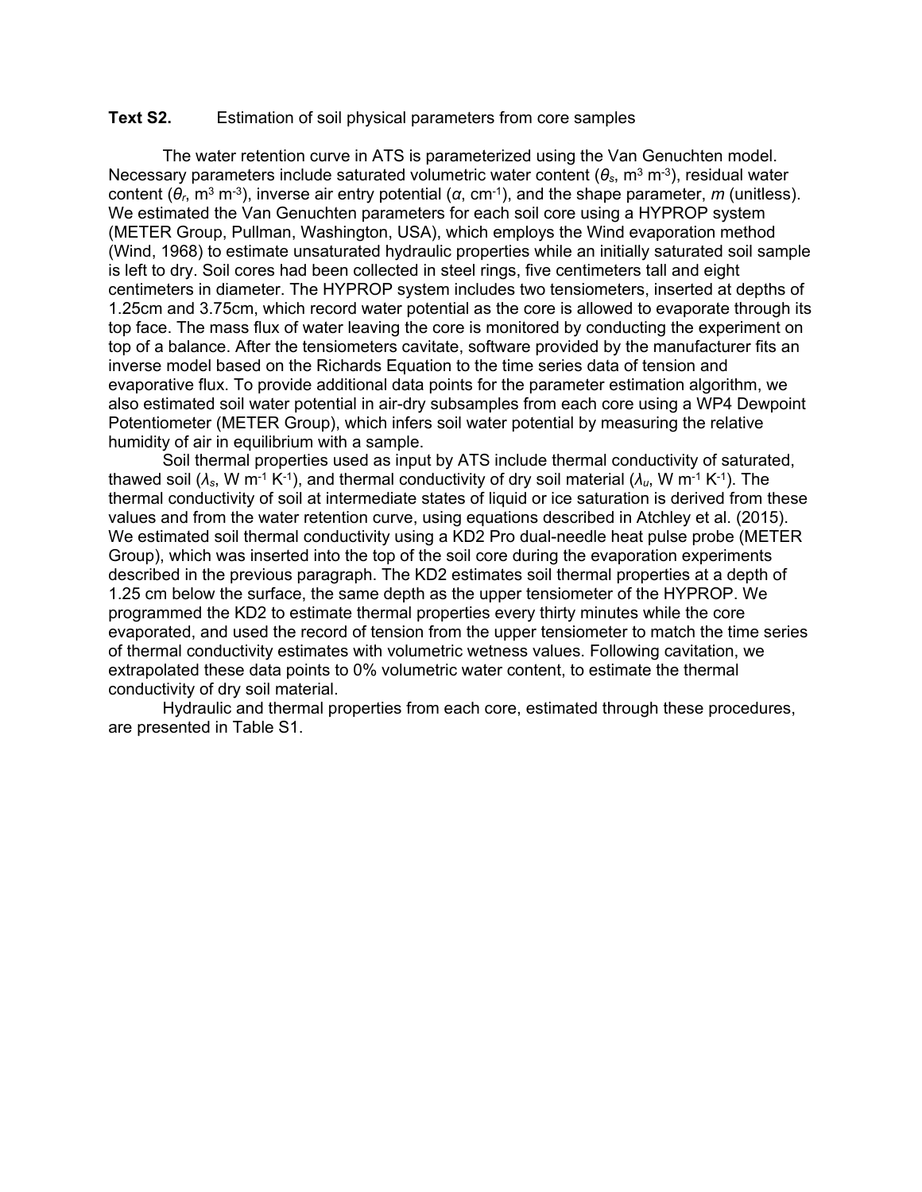**Text S2.** Estimation of soil physical parameters from core samples

The water retention curve in ATS is parameterized using the Van Genuchten model. Necessary parameters include saturated volumetric water content ($\theta_s$, m$^3$ m$^{-3}$), residual water content ($\theta_r$, m$^3$ m$^{-3}$), inverse air entry potential ($\alpha$, cm$^{-1}$), and the shape parameter, *m* (unitless). We estimated the Van Genuchten parameters for each soil core using a HYPROP system (METER Group, Pullman, Washington, USA), which employs the Wind evaporation method (Wind, 1968) to estimate unsaturated hydraulic properties while an initially saturated soil sample is left to dry. Soil cores had been collected in steel rings, five centimeters tall and eight centimeters in diameter. The HYPROP system includes two tensiometers, inserted at depths of 1.25cm and 3.75cm, which record water potential as the core is allowed to evaporate through its top face. The mass flux of water leaving the core is monitored by conducting the experiment on top of a balance. After the tensiometers cavitate, software provided by the manufacturer fits an inverse model based on the Richards Equation to the time series data of tension and evaporative flux. To provide additional data points for the parameter estimation algorithm, we also estimated soil water potential in air-dry subsamples from each core using a WP4 Dewpoint Potentiometer (METER Group), which infers soil water potential by measuring the relative humidity of air in equilibrium with a sample.

Soil thermal properties used as input by ATS include thermal conductivity of saturated, thawed soil ($\lambda_s$, W m$^{-1}$ K$^{-1}$), and thermal conductivity of dry soil material ($\lambda_u$, W m$^{-1}$ K$^{-1}$). The thermal conductivity of soil at intermediate states of liquid or ice saturation is derived from these values and from the water retention curve, using equations described in Atchley et al. (2015). We estimated soil thermal conductivity using a KD2 Pro dual-needle heat pulse probe (METER Group), which was inserted into the top of the soil core during the evaporation experiments described in the previous paragraph. The KD2 estimates soil thermal properties at a depth of 1.25 cm below the surface, the same depth as the upper tensiometer of the HYPROP. We programmed the KD2 to estimate thermal properties every thirty minutes while the core evaporated, and used the record of tension from the upper tensiometer to match the time series of thermal conductivity estimates with volumetric wetness values. Following cavitation, we extrapolated these data points to 0% volumetric water content, to estimate the thermal conductivity of dry soil material.

Hydraulic and thermal properties from each core, estimated through these procedures, are presented in Table S1.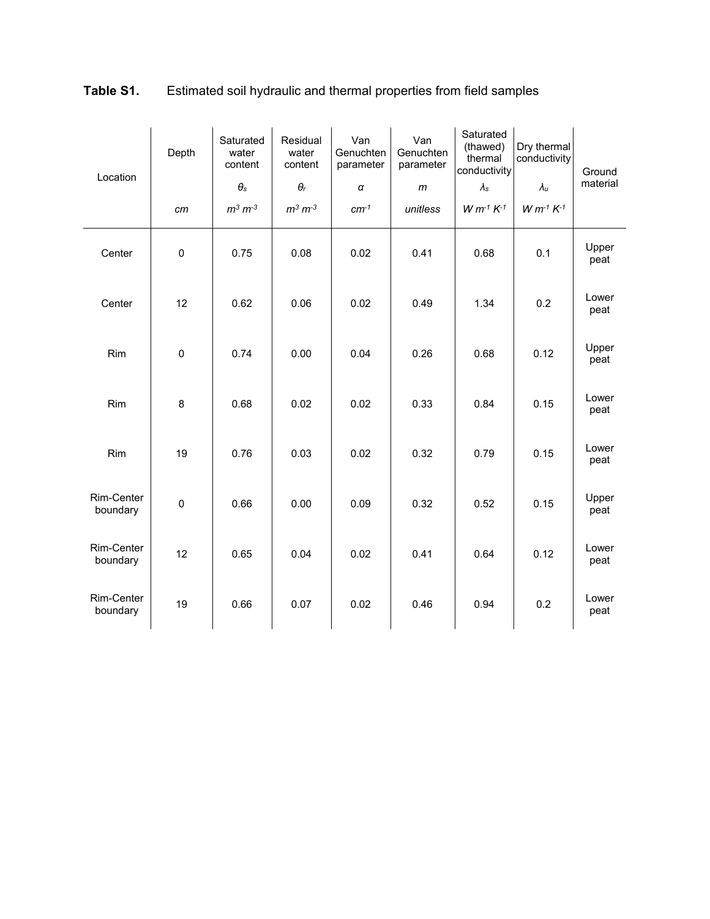**Table S1.** Estimated soil hydraulic and thermal properties from field samples

| Location | Depth | Saturated water content | Residual water content | Van Genuchten parameter | Van Genuchten parameter | Saturated (thawed) thermal conductivity | Dry thermal conductivity | Ground material |
|---|---|---|---|---|---|---|---|---|
| | | $\theta_s$ | $\theta_r$ | $\alpha$ | $m$ | $\lambda_s$ | $\lambda_u$ | |
| | *cm* | $m^3\ m^{-3}$ | $m^3\ m^{-3}$ | $cm^{-1}$ | *unitless* | $W\ m^{-1}\ K^{-1}$ | $W\ m^{-1}\ K^{-1}$ | |
| Center | 0 | 0.75 | 0.08 | 0.02 | 0.41 | 0.68 | 0.1 | Upper peat |
| Center | 12 | 0.62 | 0.06 | 0.02 | 0.49 | 1.34 | 0.2 | Lower peat |
| Rim | 0 | 0.74 | 0.00 | 0.04 | 0.26 | 0.68 | 0.12 | Upper peat |
| Rim | 8 | 0.68 | 0.02 | 0.02 | 0.33 | 0.84 | 0.15 | Lower peat |
| Rim | 19 | 0.76 | 0.03 | 0.02 | 0.32 | 0.79 | 0.15 | Lower peat |
| Rim-Center boundary | 0 | 0.66 | 0.00 | 0.09 | 0.32 | 0.52 | 0.15 | Upper peat |
| Rim-Center boundary | 12 | 0.65 | 0.04 | 0.02 | 0.41 | 0.64 | 0.12 | Lower peat |
| Rim-Center boundary | 19 | 0.66 | 0.07 | 0.02 | 0.46 | 0.94 | 0.2 | Lower peat |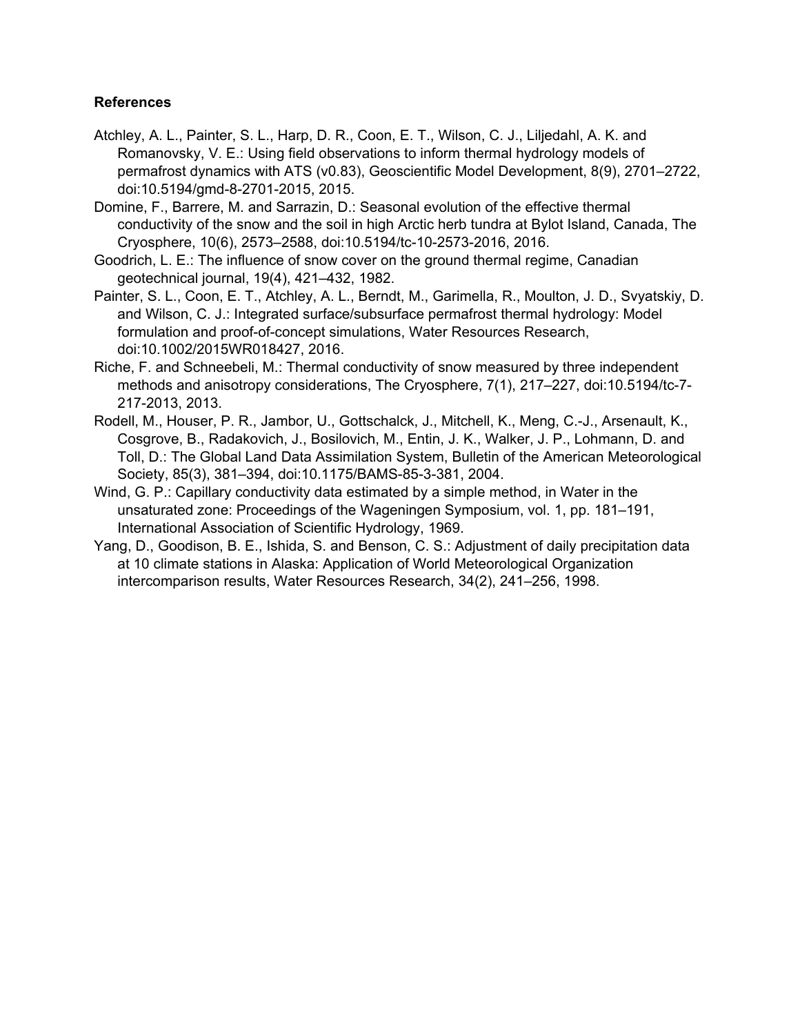**References**

Atchley, A. L., Painter, S. L., Harp, D. R., Coon, E. T., Wilson, C. J., Liljedahl, A. K. and Romanovsky, V. E.: Using field observations to inform thermal hydrology models of permafrost dynamics with ATS (v0.83), Geoscientific Model Development, 8(9), 2701–2722, doi:10.5194/gmd-8-2701-2015, 2015.

Domine, F., Barrere, M. and Sarrazin, D.: Seasonal evolution of the effective thermal conductivity of the snow and the soil in high Arctic herb tundra at Bylot Island, Canada, The Cryosphere, 10(6), 2573–2588, doi:10.5194/tc-10-2573-2016, 2016.

Goodrich, L. E.: The influence of snow cover on the ground thermal regime, Canadian geotechnical journal, 19(4), 421–432, 1982.

Painter, S. L., Coon, E. T., Atchley, A. L., Berndt, M., Garimella, R., Moulton, J. D., Svyatskiy, D. and Wilson, C. J.: Integrated surface/subsurface permafrost thermal hydrology: Model formulation and proof-of-concept simulations, Water Resources Research, doi:10.1002/2015WR018427, 2016.

Riche, F. and Schneebeli, M.: Thermal conductivity of snow measured by three independent methods and anisotropy considerations, The Cryosphere, 7(1), 217–227, doi:10.5194/tc-7-217-2013, 2013.

Rodell, M., Houser, P. R., Jambor, U., Gottschalck, J., Mitchell, K., Meng, C.-J., Arsenault, K., Cosgrove, B., Radakovich, J., Bosilovich, M., Entin, J. K., Walker, J. P., Lohmann, D. and Toll, D.: The Global Land Data Assimilation System, Bulletin of the American Meteorological Society, 85(3), 381–394, doi:10.1175/BAMS-85-3-381, 2004.

Wind, G. P.: Capillary conductivity data estimated by a simple method, in Water in the unsaturated zone: Proceedings of the Wageningen Symposium, vol. 1, pp. 181–191, International Association of Scientific Hydrology, 1969.

Yang, D., Goodison, B. E., Ishida, S. and Benson, C. S.: Adjustment of daily precipitation data at 10 climate stations in Alaska: Application of World Meteorological Organization intercomparison results, Water Resources Research, 34(2), 241–256, 1998.